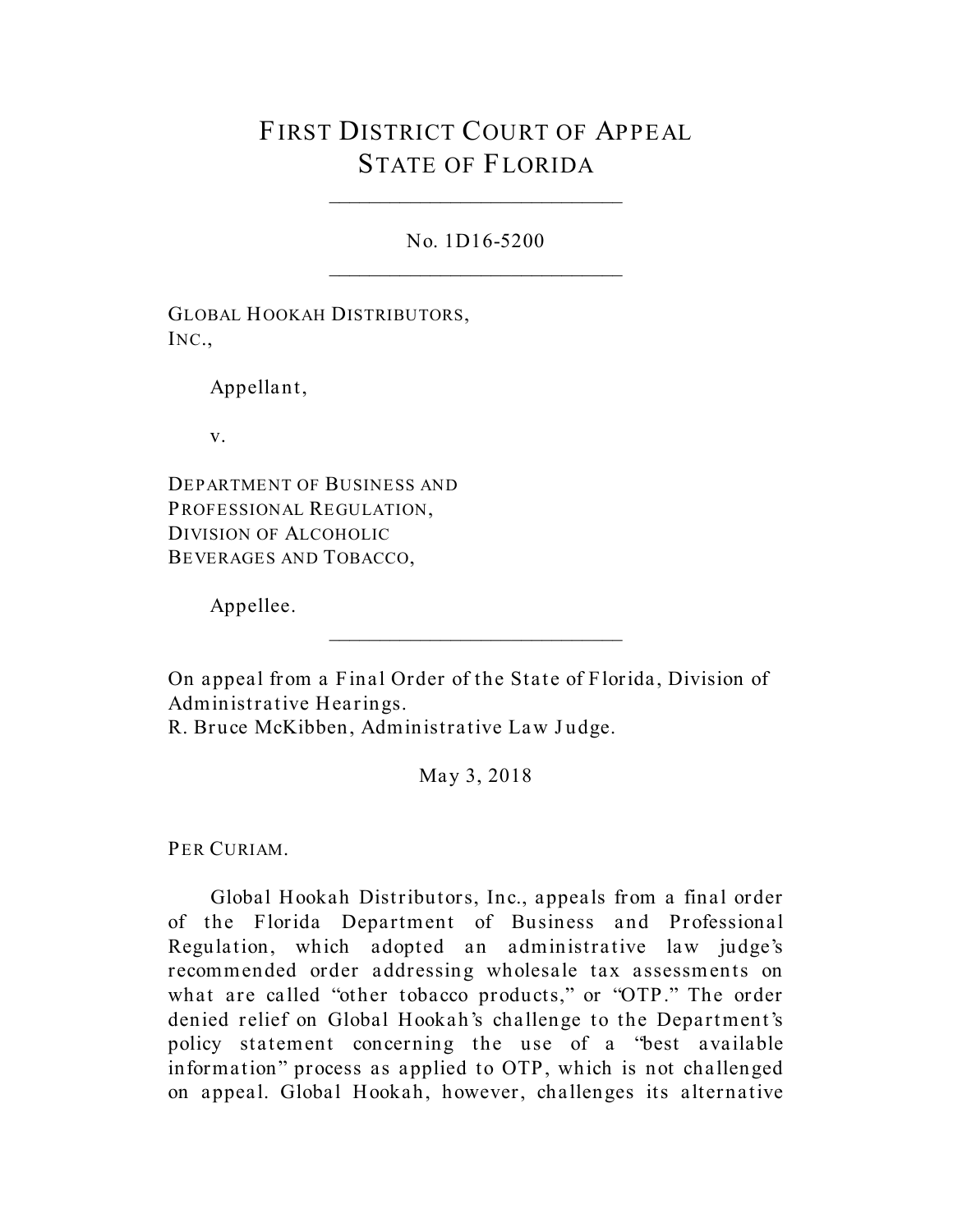# FIRST DISTRICT COURT OF APPEAL
# STATE OF FLORIDA

_____________________________

No. 1D16-5200

_____________________________

GLOBAL HOOKAH DISTRIBUTORS, INC.,

Appellant,

v.

DEPARTMENT OF BUSINESS AND PROFESSIONAL REGULATION, DIVISION OF ALCOHOLIC BEVERAGES AND TOBACCO,

Appellee.

_____________________________

On appeal from a Final Order of the State of Florida, Division of Administrative Hearings.
R. Bruce McKibben, Administrative Law Judge.

May 3, 2018

PER CURIAM.

Global Hookah Distributors, Inc., appeals from a final order of the Florida Department of Business and Professional Regulation, which adopted an administrative law judge's recommended order addressing wholesale tax assessments on what are called "other tobacco products," or "OTP." The order denied relief on Global Hookah's challenge to the Department's policy statement concerning the use of a "best available information" process as applied to OTP, which is not challenged on appeal. Global Hookah, however, challenges its alternative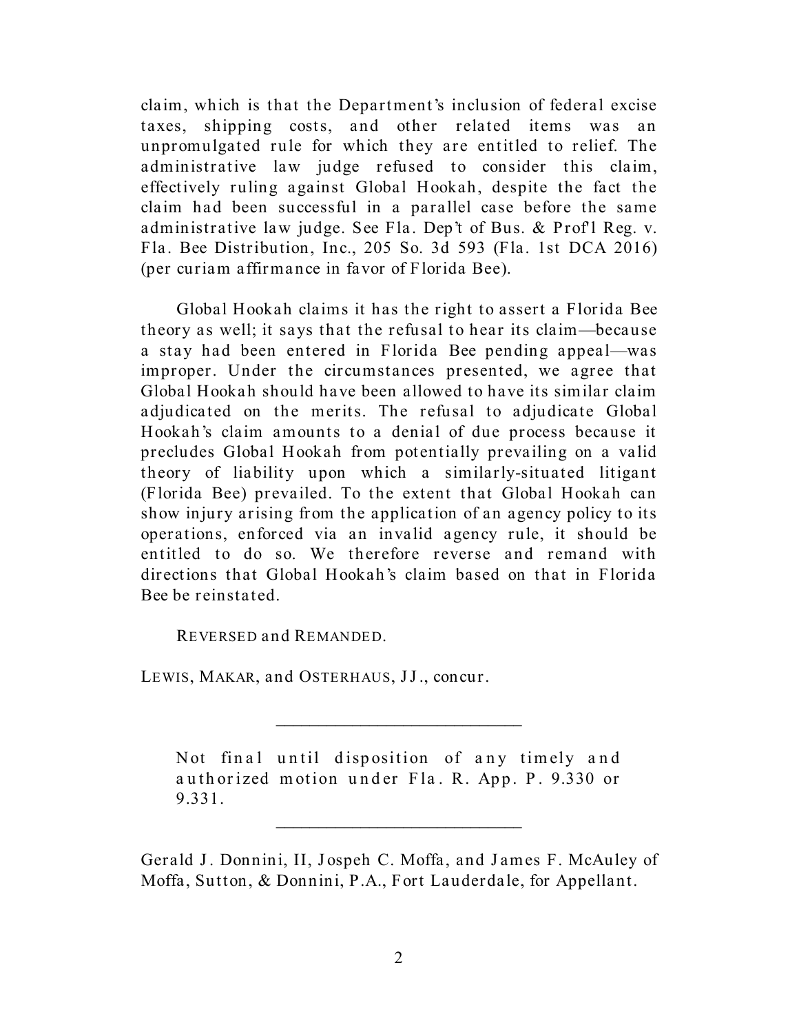claim, which is that the Department's inclusion of federal excise taxes, shipping costs, and other related items was an unpromulgated rule for which they are entitled to relief. The administrative law judge refused to consider this claim, effectively ruling against Global Hookah, despite the fact the claim had been successful in a parallel case before the same administrative law judge. See Fla. Dep't of Bus. & Prof'l Reg. v. Fla. Bee Distribution, Inc., 205 So. 3d 593 (Fla. 1st DCA 2016) (per curiam affirmance in favor of Florida Bee).

Global Hookah claims it has the right to assert a Florida Bee theory as well; it says that the refusal to hear its claim—because a stay had been entered in Florida Bee pending appeal—was improper. Under the circumstances presented, we agree that Global Hookah should have been allowed to have its similar claim adjudicated on the merits. The refusal to adjudicate Global Hookah's claim amounts to a denial of due process because it precludes Global Hookah from potentially prevailing on a valid theory of liability upon which a similarly-situated litigant (Florida Bee) prevailed. To the extent that Global Hookah can show injury arising from the application of an agency policy to its operations, enforced via an invalid agency rule, it should be entitled to do so. We therefore reverse and remand with directions that Global Hookah's claim based on that in Florida Bee be reinstated.

REVERSED and REMANDED.

LEWIS, MAKAR, and OSTERHAUS, JJ., concur.

---

Not final until disposition of any timely and authorized motion under Fla. R. App. P. 9.330 or 9.331.

---

Gerald J. Donnini, II, Jospeh C. Moffa, and James F. McAuley of Moffa, Sutton, & Donnini, P.A., Fort Lauderdale, for Appellant.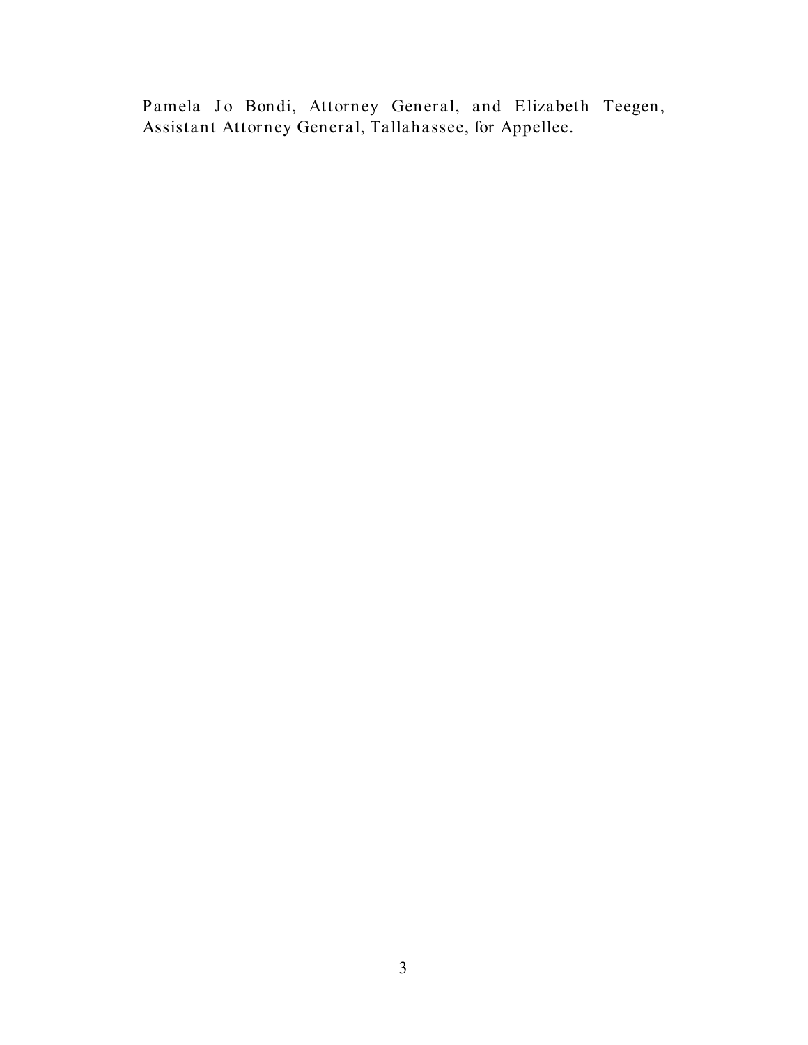Pamela Jo Bondi, Attorney General, and Elizabeth Teegen, Assistant Attorney General, Tallahassee, for Appellee.